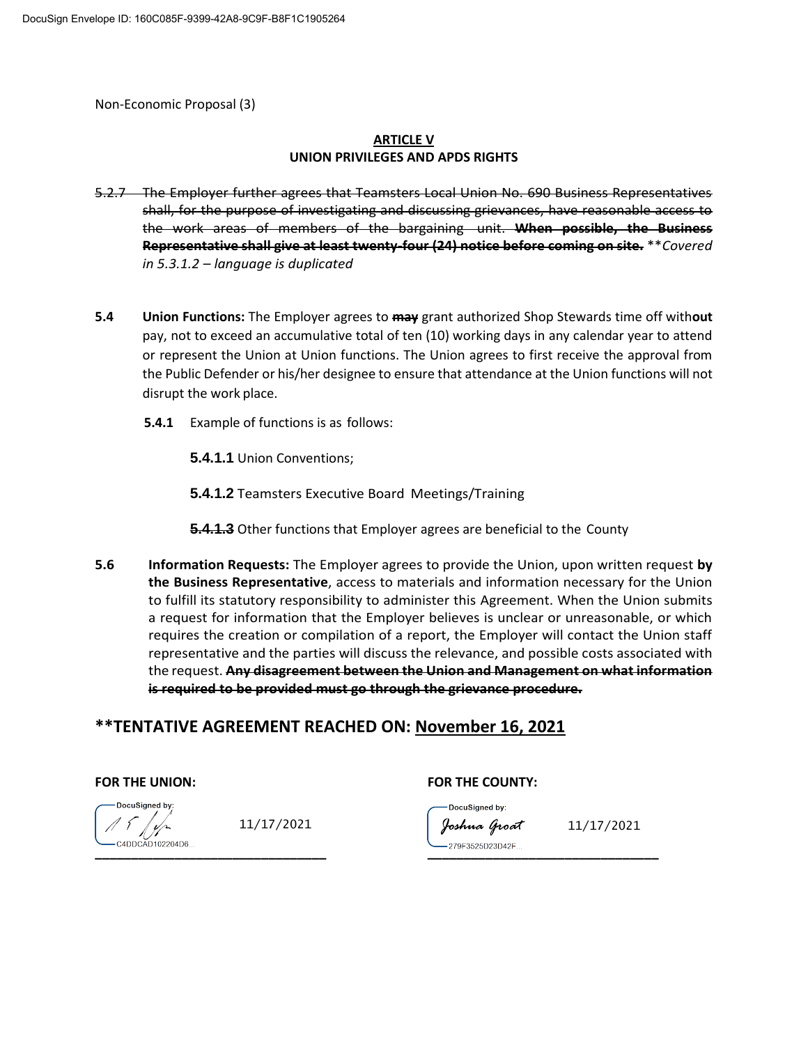DocuSign Envelope ID: 160C085F-9399-42A8-9C9F-B8F1C1905264

Non-Economic Proposal (3)

**ARTICLE V**
**UNION PRIVILEGES AND APDS RIGHTS**

~~5.2.7 The Employer further agrees that Teamsters Local Union No. 690 Business Representatives shall, for the purpose of investigating and discussing grievances, have reasonable access to the work areas of members of the bargaining unit.~~ ~~**When possible, the Business Representative shall give at least twenty-four (24) notice before coming on site.**~~ ***Covered in 5.3.1.2 – language is duplicated*

**5.4** **Union Functions:** The Employer agrees to ~~**may**~~ grant authorized Shop Stewards time off with**out** pay, not to exceed an accumulative total of ten (10) working days in any calendar year to attend or represent the Union at Union functions. The Union agrees to first receive the approval from the Public Defender or his/her designee to ensure that attendance at the Union functions will not disrupt the work place.

**5.4.1** Example of functions is as follows:

**5.4.1.1** Union Conventions;

**5.4.1.2** Teamsters Executive Board Meetings/Training

~~**5.4.1.3**~~ Other functions that Employer agrees are beneficial to the County

**5.6** **Information Requests:** The Employer agrees to provide the Union, upon written request **by the Business Representative**, access to materials and information necessary for the Union to fulfill its statutory responsibility to administer this Agreement. When the Union submits a request for information that the Employer believes is unclear or unreasonable, or which requires the creation or compilation of a report, the Employer will contact the Union staff representative and the parties will discuss the relevance, and possible costs associated with the request. ~~**Any disagreement between the Union and Management on what information is required to be provided must go through the grievance procedure.**~~

## **TENTATIVE AGREEMENT REACHED ON: November 16, 2021

**FOR THE UNION:**

DocuSigned by: [signature] C4DDCAD102204D6... 11/17/2021

**FOR THE COUNTY:**

DocuSigned by: Joshua Groat 279F3525D23D42F... 11/17/2021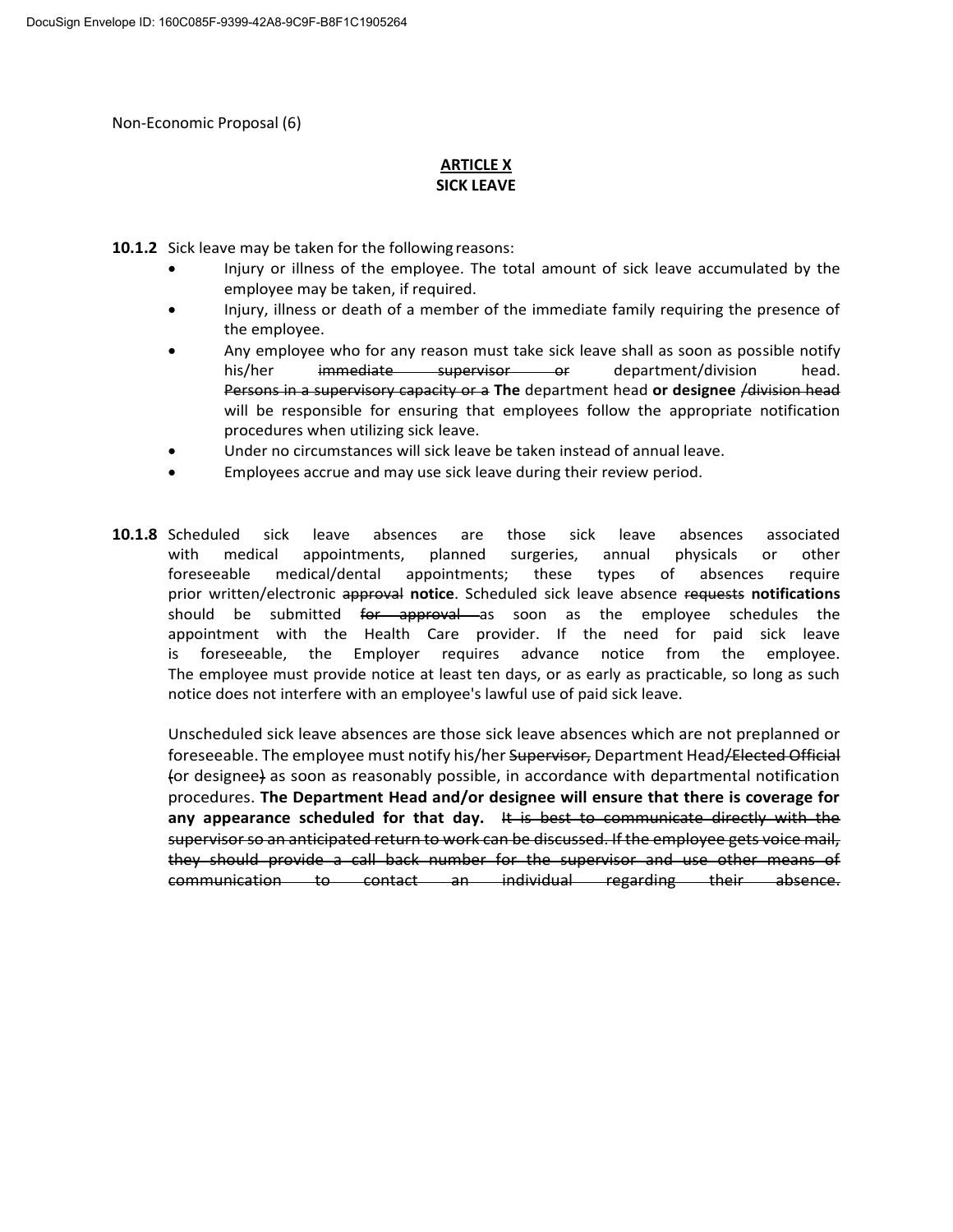Non-Economic Proposal (6)

# ARTICLE X
## SICK LEAVE

**10.1.2** Sick leave may be taken for the following reasons:

- Injury or illness of the employee. The total amount of sick leave accumulated by the employee may be taken, if required.
- Injury, illness or death of a member of the immediate family requiring the presence of the employee.
- Any employee who for any reason must take sick leave shall as soon as possible notify his/her ~~immediate supervisor or~~ department/division head. ~~Persons in a supervisory capacity or a~~ **The** department head **or designee** ~~/division head~~ will be responsible for ensuring that employees follow the appropriate notification procedures when utilizing sick leave.
- Under no circumstances will sick leave be taken instead of annual leave.
- Employees accrue and may use sick leave during their review period.

**10.1.8** Scheduled sick leave absences are those sick leave absences associated with medical appointments, planned surgeries, annual physicals or other foreseeable medical/dental appointments; these types of absences require prior written/electronic ~~approval~~ **notice**. Scheduled sick leave absence ~~requests~~ **notifications** should be submitted ~~for approval~~ as soon as the employee schedules the appointment with the Health Care provider. If the need for paid sick leave is foreseeable, the Employer requires advance notice from the employee. The employee must provide notice at least ten days, or as early as practicable, so long as such notice does not interfere with an employee's lawful use of paid sick leave.

Unscheduled sick leave absences are those sick leave absences which are not preplanned or foreseeable. The employee must notify his/her ~~Supervisor,~~ Department Head~~/Elected Official~~ ~~(~~or designee~~)~~ as soon as reasonably possible, in accordance with departmental notification procedures. **The Department Head and/or designee will ensure that there is coverage for any appearance scheduled for that day.** ~~It is best to communicate directly with the supervisor so an anticipated return to work can be discussed. If the employee gets voice mail, they should provide a call back number for the supervisor and use other means of communication to contact an individual regarding their absence.~~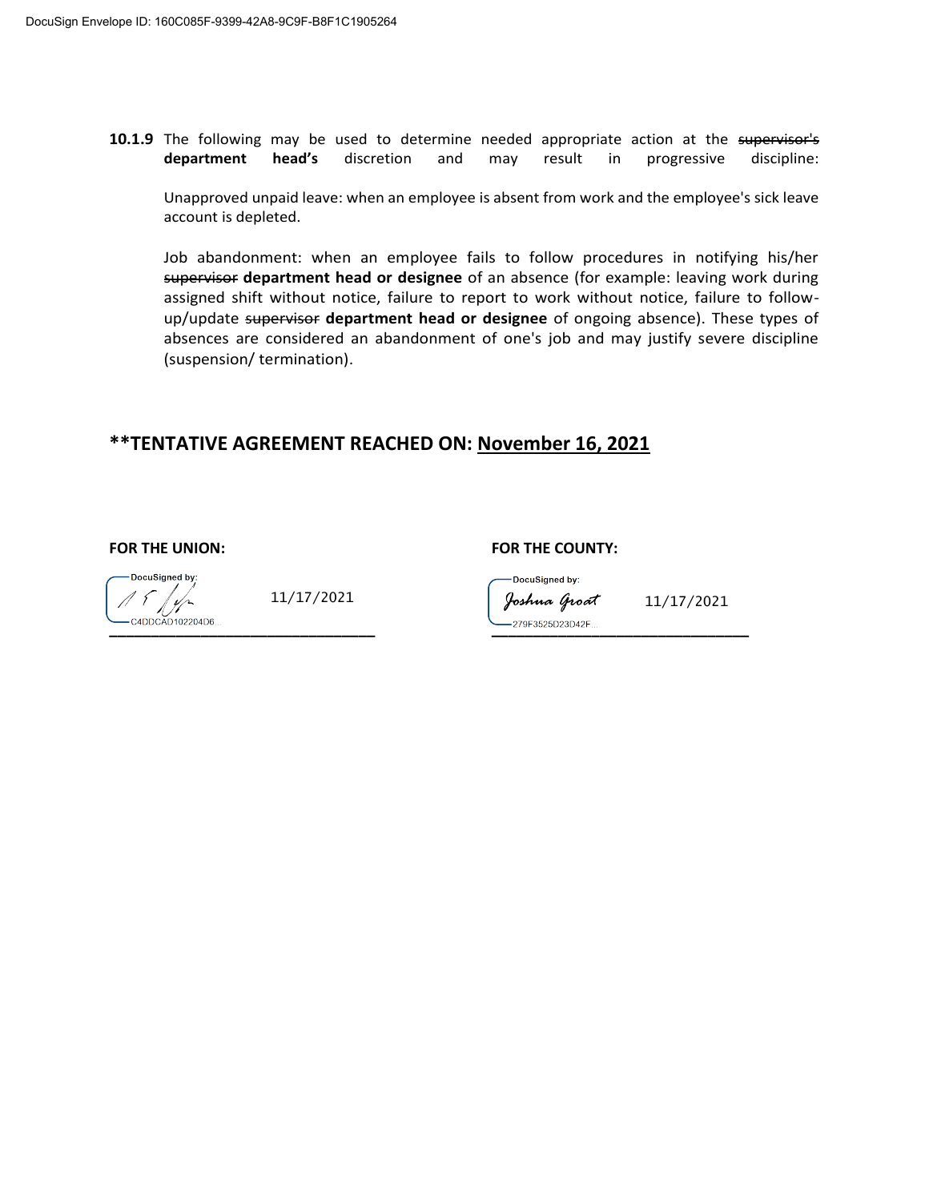**10.1.9** The following may be used to determine needed appropriate action at the ~~supervisor's~~ **department head's** discretion and may result in progressive discipline:

Unapproved unpaid leave: when an employee is absent from work and the employee's sick leave account is depleted.

Job abandonment: when an employee fails to follow procedures in notifying his/her ~~supervisor~~ **department head or designee** of an absence (for example: leaving work during assigned shift without notice, failure to report to work without notice, failure to follow-up/update ~~supervisor~~ **department head or designee** of ongoing absence). These types of absences are considered an abandonment of one's job and may justify severe discipline (suspension/ termination).

## **TENTATIVE AGREEMENT REACHED ON: November 16, 2021

| **FOR THE UNION:** | | **FOR THE COUNTY:** | |
| --- | --- | --- | --- |
| DocuSigned by: C4DDCAD102204D6... | 11/17/2021 | DocuSigned by: Joshua Groat 279F3525D23D42F... | 11/17/2021 |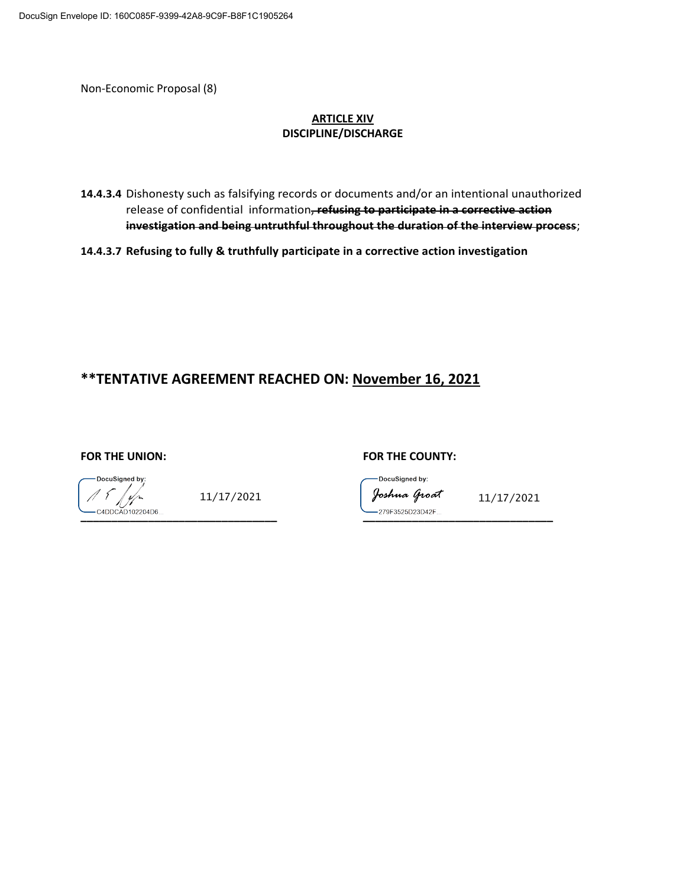DocuSign Envelope ID: 160C085F-9399-42A8-9C9F-B8F1C1905264

Non-Economic Proposal (8)

**ARTICLE XIV**
**DISCIPLINE/DISCHARGE**

**14.4.3.4** Dishonesty such as falsifying records or documents and/or an intentional unauthorized release of confidential information~~**, refusing to participate in a corrective action investigation and being untruthful throughout the duration of the interview process**~~;

**14.4.3.7 Refusing to fully & truthfully participate in a corrective action investigation**

## **\*\*TENTATIVE AGREEMENT REACHED ON: November 16, 2021**

**FOR THE UNION:**

DocuSigned by:
C4DDCAD102204D6...
11/17/2021

**FOR THE COUNTY:**

DocuSigned by:
Joshua Groat
279F3525D23D42F...
11/17/2021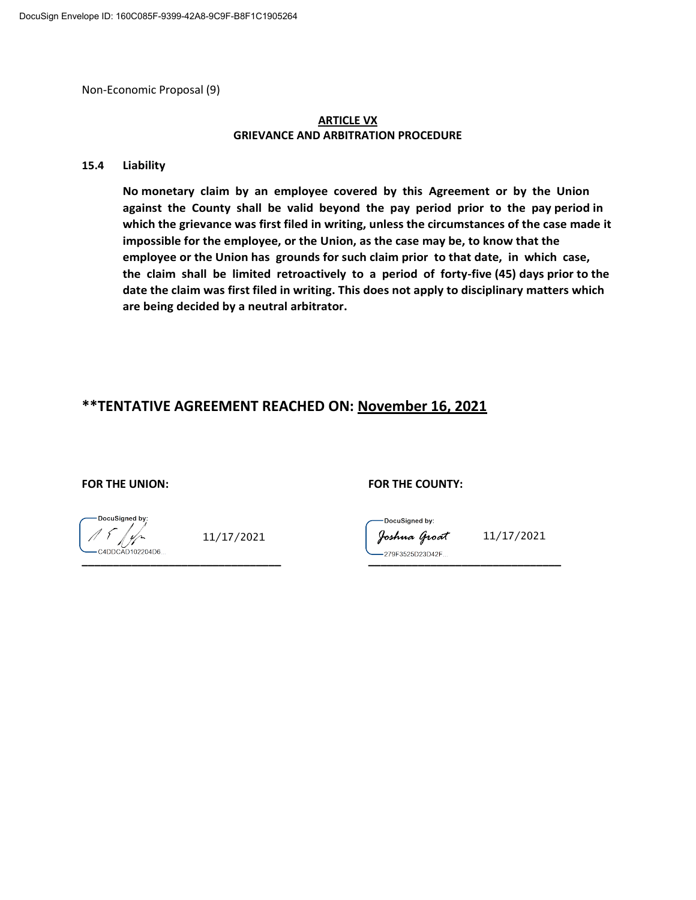DocuSign Envelope ID: 160C085F-9399-42A8-9C9F-B8F1C1905264

Non-Economic Proposal (9)

**ARTICLE VX**
**GRIEVANCE AND ARBITRATION PROCEDURE**

**15.4 Liability**

**No monetary claim by an employee covered by this Agreement or by the Union against the County shall be valid beyond the pay period prior to the pay period in which the grievance was first filed in writing, unless the circumstances of the case made it impossible for the employee, or the Union, as the case may be, to know that the employee or the Union has grounds for such claim prior to that date, in which case, the claim shall be limited retroactively to a period of forty-five (45) days prior to the date the claim was first filed in writing. This does not apply to disciplinary matters which are being decided by a neutral arbitrator.**

## **TENTATIVE AGREEMENT REACHED ON: November 16, 2021

**FOR THE UNION:**

DocuSigned by:
C4DDCAD102204D6...
11/17/2021

**FOR THE COUNTY:**

DocuSigned by:
Joshua Groat
279F3525D23D42F...
11/17/2021